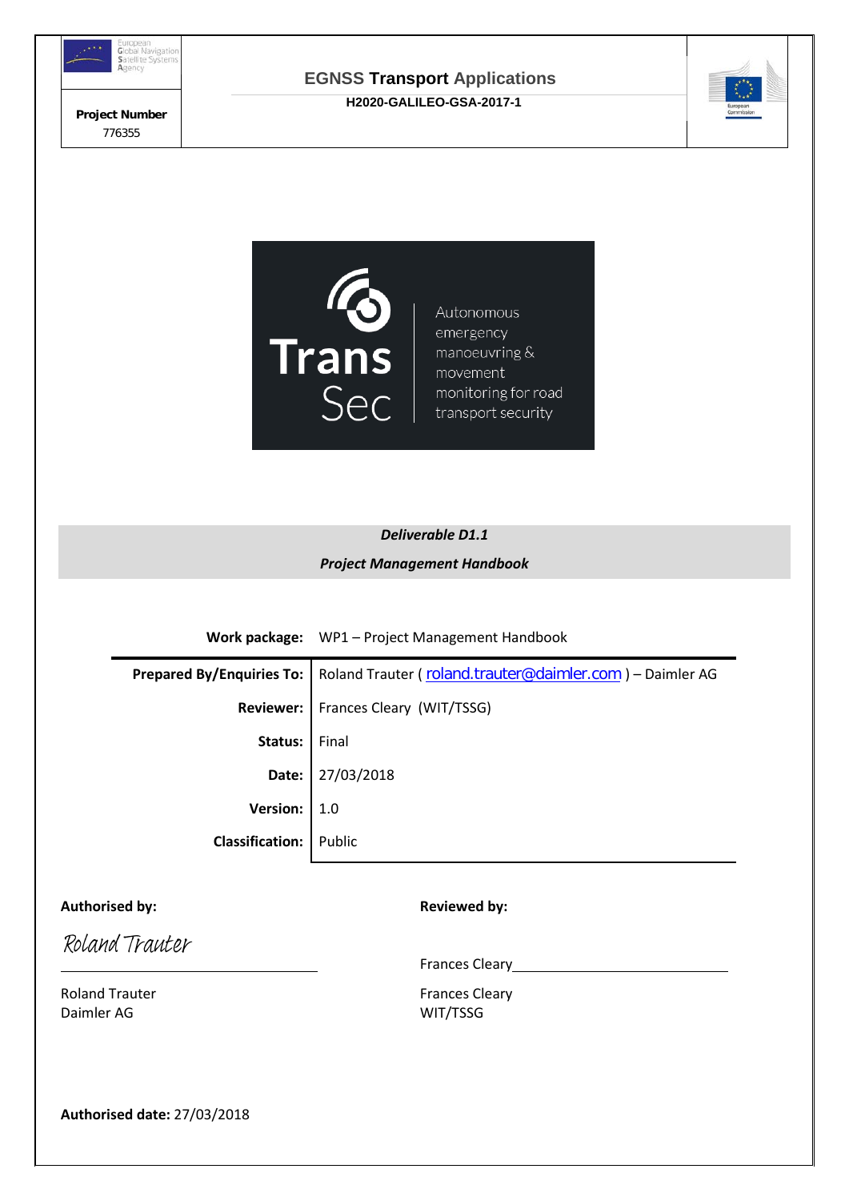| European Global Navigation Satellite Systems Agency | EGNSS Transport Applications | European Commission |
|---|---|---|
| **Project Number** 776355 | **H2020-GALILEO-GSA-2017-1** | |

Trans Sec

Autonomous emergency manoeuvring & movement monitoring for road transport security

***Deliverable D1.1***

***Project Management Handbook***

| | |
|---|---|
| **Work package:** | WP1 – Project Management Handbook |
| **Prepared By/Enquiries To:** | Roland Trauter ( roland.trauter@daimler.com ) – Daimler AG |
| **Reviewer:** | Frances Cleary (WIT/TSSG) |
| **Status:** | Final |
| **Date:** | 27/03/2018 |
| **Version:** | 1.0 |
| **Classification:** | Public |

**Authorised by:**

Roland Trauter

Roland Trauter
Daimler AG

**Reviewed by:**

Frances Cleary

Frances Cleary
WIT/TSSG

**Authorised date:** 27/03/2018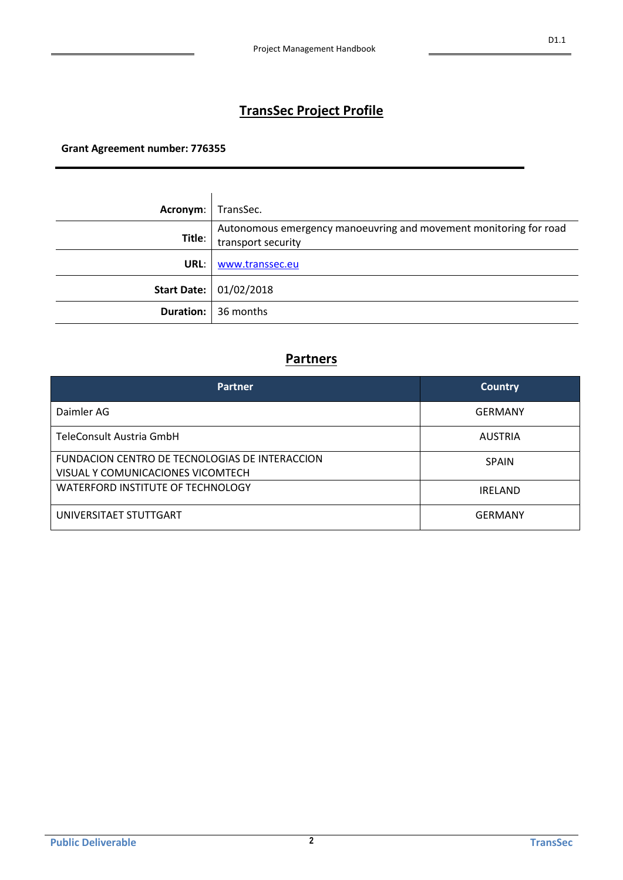# TransSec Project Profile

**Grant Agreement number: 776355**

| | |
|---:|---|
| **Acronym**: | TransSec. |
| **Title**: | Autonomous emergency manoeuvring and movement monitoring for road transport security |
| **URL**: | www.transsec.eu |
| **Start Date:** | 01/02/2018 |
| **Duration:** | 36 months |

## Partners

| Partner | Country |
|---|---|
| Daimler AG | GERMANY |
| TeleConsult Austria GmbH | AUSTRIA |
| FUNDACION CENTRO DE TECNOLOGIAS DE INTERACCION VISUAL Y COMUNICACIONES VICOMTECH | SPAIN |
| WATERFORD INSTITUTE OF TECHNOLOGY | IRELAND |
| UNIVERSITAET STUTTGART | GERMANY |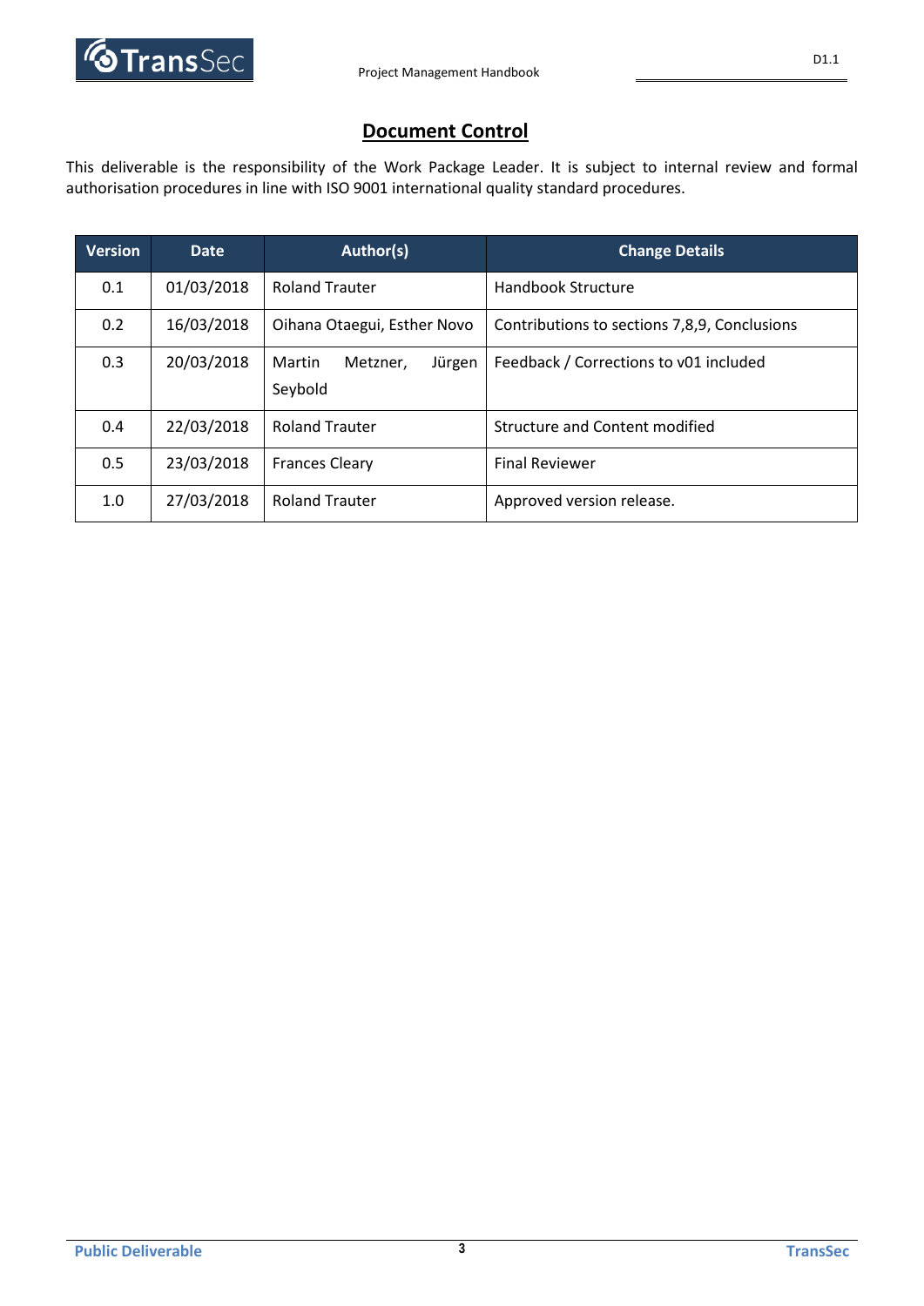## Document Control

This deliverable is the responsibility of the Work Package Leader. It is subject to internal review and formal authorisation procedures in line with ISO 9001 international quality standard procedures.

| Version | Date | Author(s) | Change Details |
|---|---|---|---|
| 0.1 | 01/03/2018 | Roland Trauter | Handbook Structure |
| 0.2 | 16/03/2018 | Oihana Otaegui, Esther Novo | Contributions to sections 7,8,9, Conclusions |
| 0.3 | 20/03/2018 | Martin Metzner, Jürgen Seybold | Feedback / Corrections to v01 included |
| 0.4 | 22/03/2018 | Roland Trauter | Structure and Content modified |
| 0.5 | 23/03/2018 | Frances Cleary | Final Reviewer |
| 1.0 | 27/03/2018 | Roland Trauter | Approved version release. |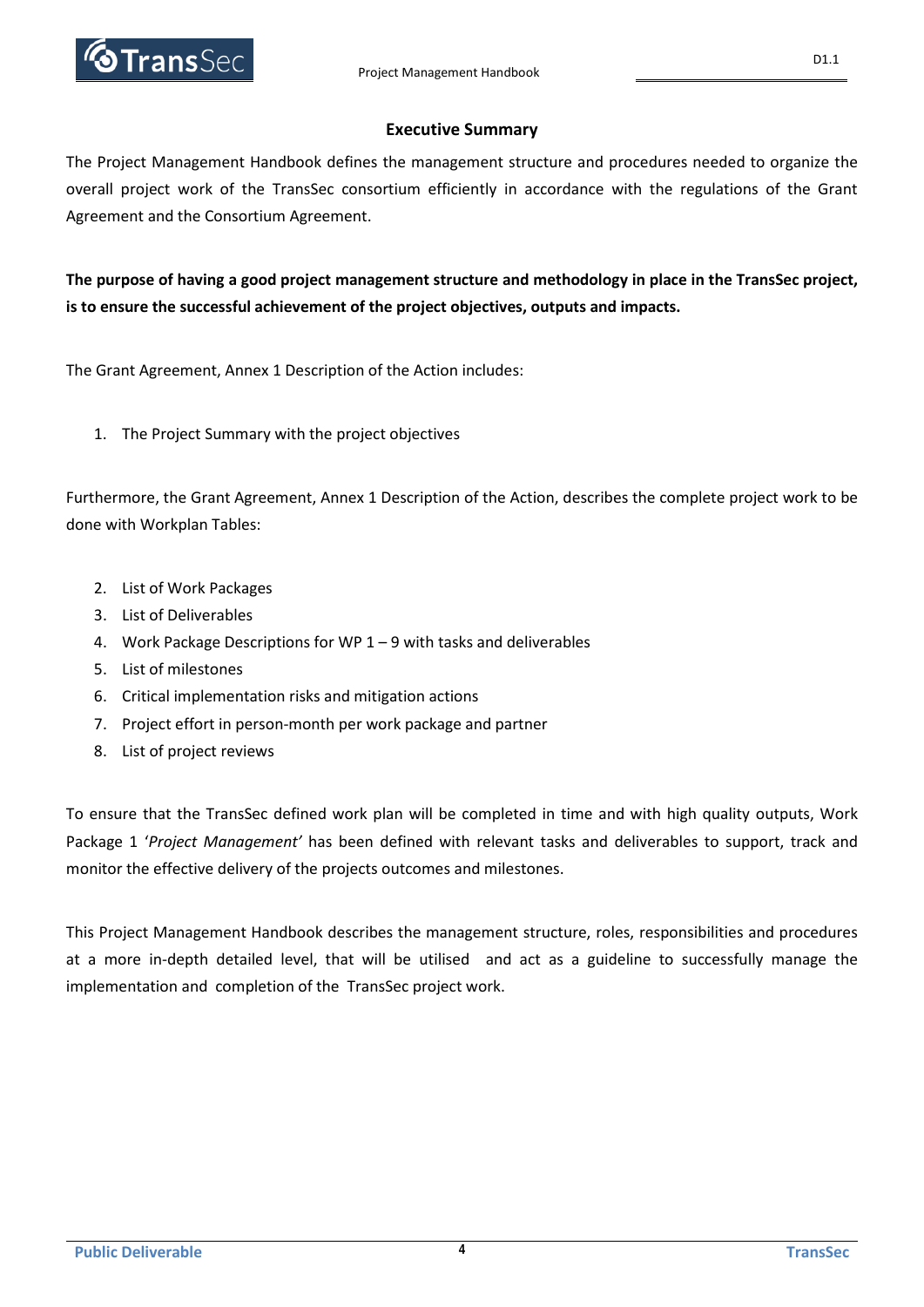## Executive Summary

The Project Management Handbook defines the management structure and procedures needed to organize the overall project work of the TransSec consortium efficiently in accordance with the regulations of the Grant Agreement and the Consortium Agreement.

**The purpose of having a good project management structure and methodology in place in the TransSec project, is to ensure the successful achievement of the project objectives, outputs and impacts.**

The Grant Agreement, Annex 1 Description of the Action includes:

1. The Project Summary with the project objectives

Furthermore, the Grant Agreement, Annex 1 Description of the Action, describes the complete project work to be done with Workplan Tables:

2. List of Work Packages
3. List of Deliverables
4. Work Package Descriptions for WP 1 – 9 with tasks and deliverables
5. List of milestones
6. Critical implementation risks and mitigation actions
7. Project effort in person-month per work package and partner
8. List of project reviews

To ensure that the TransSec defined work plan will be completed in time and with high quality outputs, Work Package 1 '*Project Management*' has been defined with relevant tasks and deliverables to support, track and monitor the effective delivery of the projects outcomes and milestones.

This Project Management Handbook describes the management structure, roles, responsibilities and procedures at a more in-depth detailed level, that will be utilised and act as a guideline to successfully manage the implementation and completion of the TransSec project work.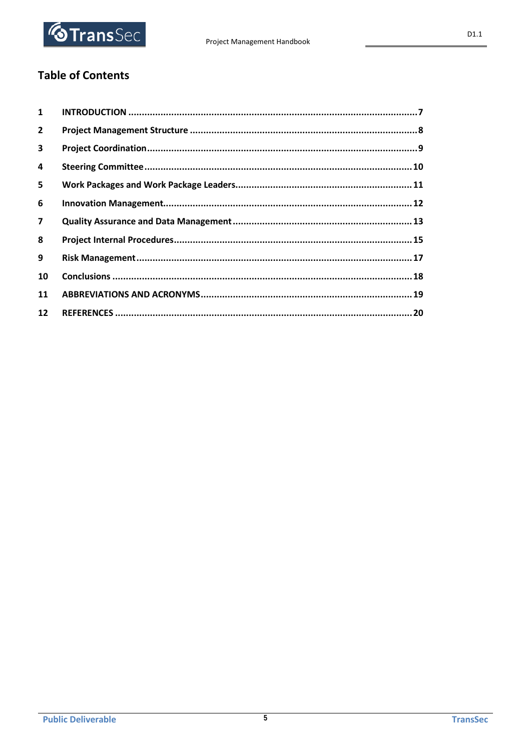# Table of Contents

| | | |
|---|---|---|
| 1 | INTRODUCTION | 7 |
| 2 | Project Management Structure | 8 |
| 3 | Project Coordination | 9 |
| 4 | Steering Committee | 10 |
| 5 | Work Packages and Work Package Leaders | 11 |
| 6 | Innovation Management | 12 |
| 7 | Quality Assurance and Data Management | 13 |
| 8 | Project Internal Procedures | 15 |
| 9 | Risk Management | 17 |
| 10 | Conclusions | 18 |
| 11 | ABBREVIATIONS AND ACRONYMS | 19 |
| 12 | REFERENCES | 20 |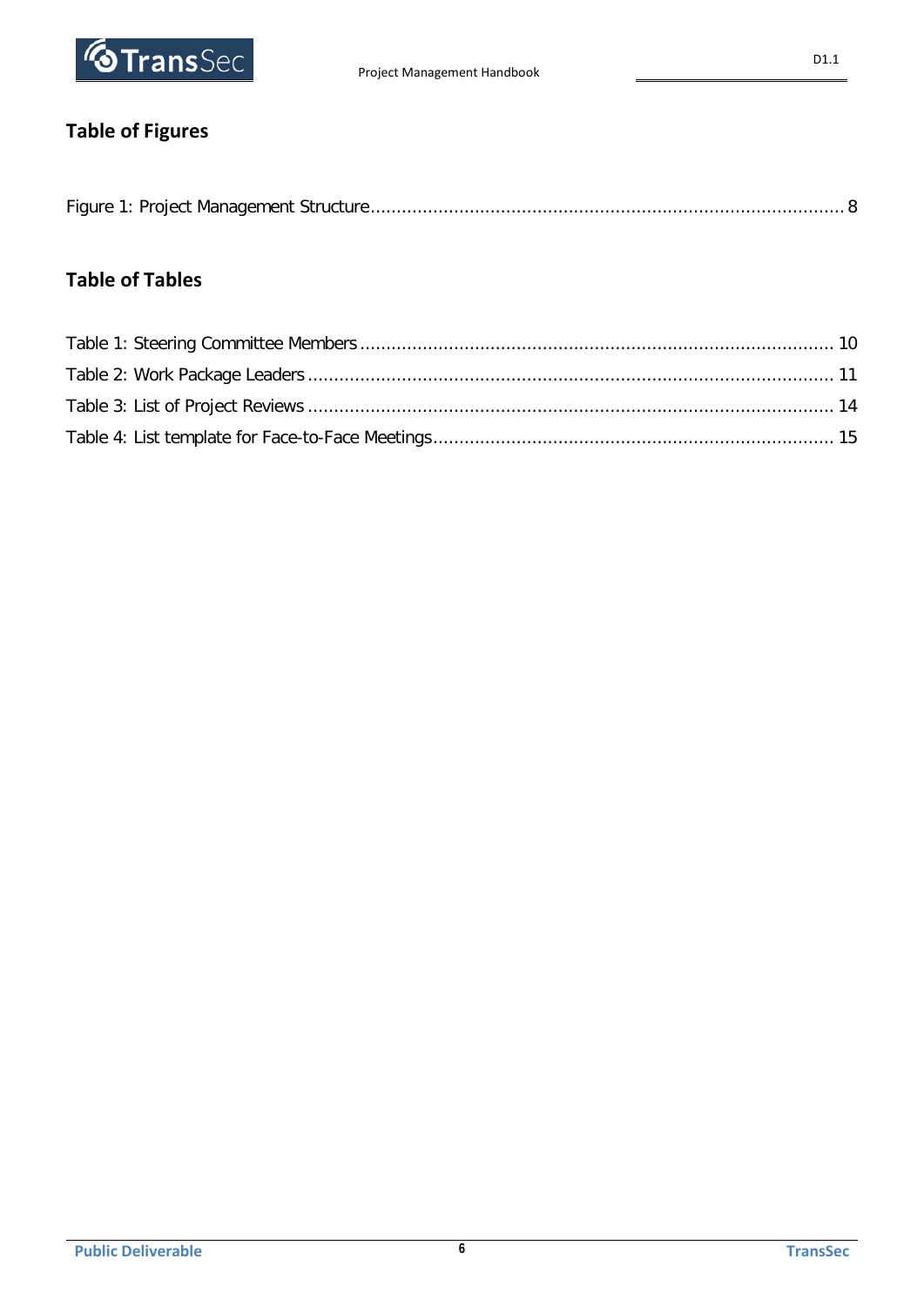## Table of Figures

Figure 1: Project Management Structure........................................................................................ 8

## Table of Tables

Table 1: Steering Committee Members ........................................................................................ 10
Table 2: Work Package Leaders ................................................................................................... 11
Table 3: List of Project Reviews .................................................................................................. 14
Table 4: List template for Face-to-Face Meetings.......................................................................... 15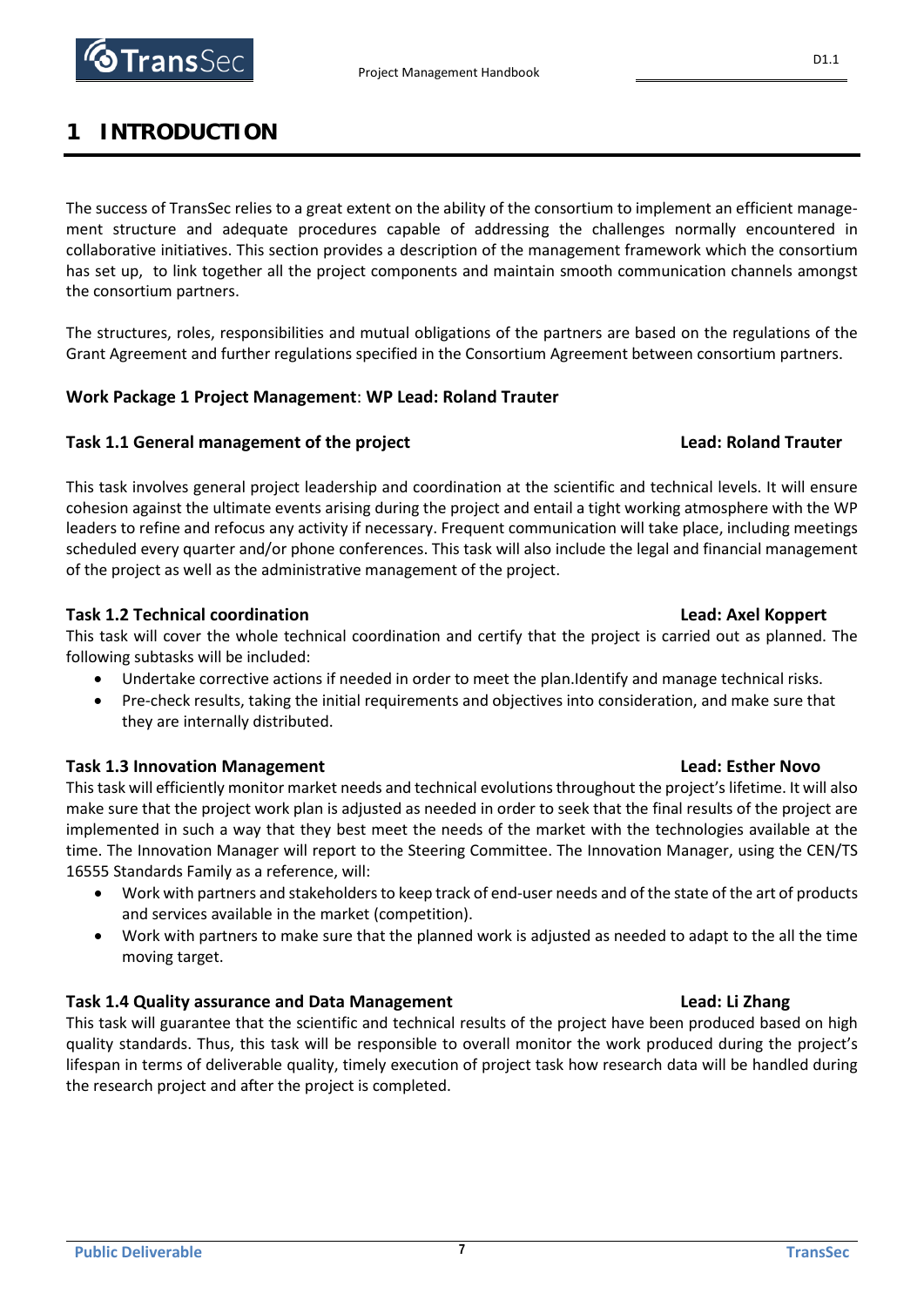# 1 INTRODUCTION

The success of TransSec relies to a great extent on the ability of the consortium to implement an efficient management structure and adequate procedures capable of addressing the challenges normally encountered in collaborative initiatives. This section provides a description of the management framework which the consortium has set up, to link together all the project components and maintain smooth communication channels amongst the consortium partners.

The structures, roles, responsibilities and mutual obligations of the partners are based on the regulations of the Grant Agreement and further regulations specified in the Consortium Agreement between consortium partners.

**Work Package 1 Project Management**: **WP Lead: Roland Trauter**

**Task 1.1 General management of the project** **Lead: Roland Trauter**

This task involves general project leadership and coordination at the scientific and technical levels. It will ensure cohesion against the ultimate events arising during the project and entail a tight working atmosphere with the WP leaders to refine and refocus any activity if necessary. Frequent communication will take place, including meetings scheduled every quarter and/or phone conferences. This task will also include the legal and financial management of the project as well as the administrative management of the project.

**Task 1.2 Technical coordination** **Lead: Axel Koppert**

This task will cover the whole technical coordination and certify that the project is carried out as planned. The following subtasks will be included:

- Undertake corrective actions if needed in order to meet the plan.Identify and manage technical risks.
- Pre-check results, taking the initial requirements and objectives into consideration, and make sure that they are internally distributed.

**Task 1.3 Innovation Management** **Lead: Esther Novo**

This task will efficiently monitor market needs and technical evolutions throughout the project's lifetime. It will also make sure that the project work plan is adjusted as needed in order to seek that the final results of the project are implemented in such a way that they best meet the needs of the market with the technologies available at the time. The Innovation Manager will report to the Steering Committee. The Innovation Manager, using the CEN/TS 16555 Standards Family as a reference, will:

- Work with partners and stakeholders to keep track of end-user needs and of the state of the art of products and services available in the market (competition).
- Work with partners to make sure that the planned work is adjusted as needed to adapt to the all the time moving target.

**Task 1.4 Quality assurance and Data Management** **Lead: Li Zhang**

This task will guarantee that the scientific and technical results of the project have been produced based on high quality standards. Thus, this task will be responsible to overall monitor the work produced during the project's lifespan in terms of deliverable quality, timely execution of project task how research data will be handled during the research project and after the project is completed.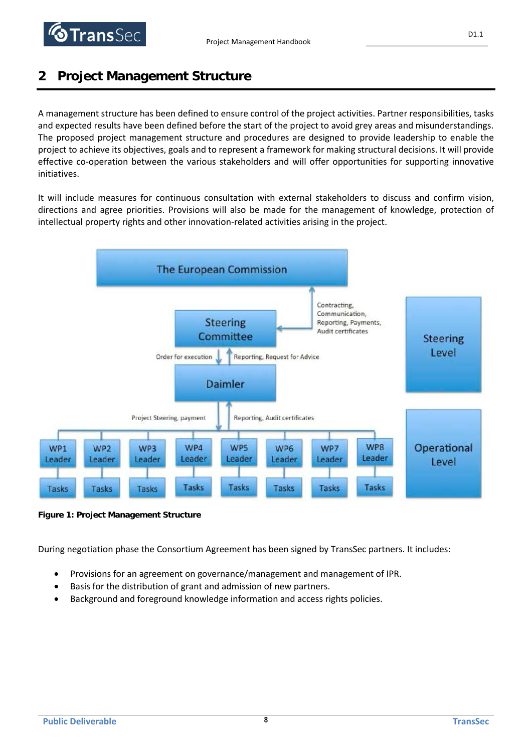## 2 Project Management Structure

A management structure has been defined to ensure control of the project activities. Partner responsibilities, tasks and expected results have been defined before the start of the project to avoid grey areas and misunderstandings. The proposed project management structure and procedures are designed to provide leadership to enable the project to achieve its objectives, goals and to represent a framework for making structural decisions. It will provide effective co-operation between the various stakeholders and will offer opportunities for supporting innovative initiatives.

It will include measures for continuous consultation with external stakeholders to discuss and confirm vision, directions and agree priorities. Provisions will also be made for the management of knowledge, protection of intellectual property rights and other innovation-related activities arising in the project.

**Figure 1: Project Management Structure**

During negotiation phase the Consortium Agreement has been signed by TransSec partners. It includes:

- Provisions for an agreement on governance/management and management of IPR.
- Basis for the distribution of grant and admission of new partners.
- Background and foreground knowledge information and access rights policies.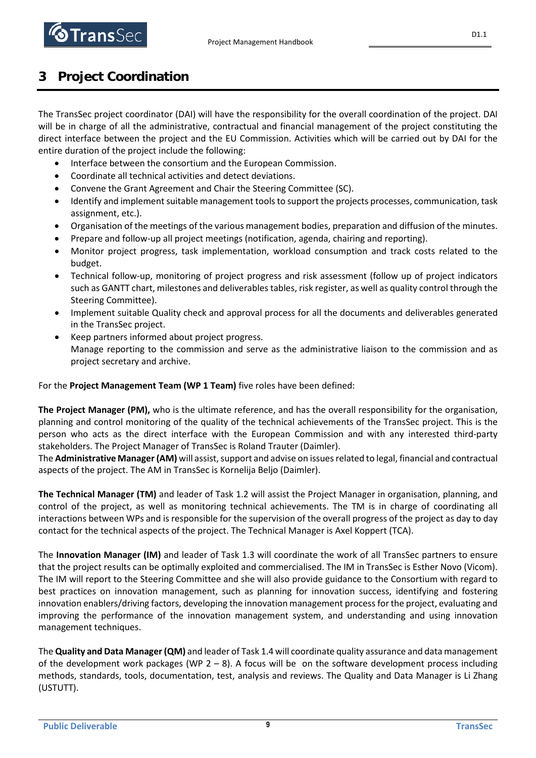# 3 Project Coordination

The TransSec project coordinator (DAI) will have the responsibility for the overall coordination of the project. DAI will be in charge of all the administrative, contractual and financial management of the project constituting the direct interface between the project and the EU Commission. Activities which will be carried out by DAI for the entire duration of the project include the following:

- Interface between the consortium and the European Commission.
- Coordinate all technical activities and detect deviations.
- Convene the Grant Agreement and Chair the Steering Committee (SC).
- Identify and implement suitable management tools to support the projects processes, communication, task assignment, etc.).
- Organisation of the meetings of the various management bodies, preparation and diffusion of the minutes.
- Prepare and follow-up all project meetings (notification, agenda, chairing and reporting).
- Monitor project progress, task implementation, workload consumption and track costs related to the budget.
- Technical follow-up, monitoring of project progress and risk assessment (follow up of project indicators such as GANTT chart, milestones and deliverables tables, risk register, as well as quality control through the Steering Committee).
- Implement suitable Quality check and approval process for all the documents and deliverables generated in the TransSec project.
- Keep partners informed about project progress.
  Manage reporting to the commission and serve as the administrative liaison to the commission and as project secretary and archive.

For the **Project Management Team (WP 1 Team)** five roles have been defined:

**The Project Manager (PM),** who is the ultimate reference, and has the overall responsibility for the organisation, planning and control monitoring of the quality of the technical achievements of the TransSec project. This is the person who acts as the direct interface with the European Commission and with any interested third-party stakeholders. The Project Manager of TransSec is Roland Trauter (Daimler).
The **Administrative Manager (AM)** will assist, support and advise on issues related to legal, financial and contractual aspects of the project. The AM in TransSec is Kornelija Beljo (Daimler).

**The Technical Manager (TM)** and leader of Task 1.2 will assist the Project Manager in organisation, planning, and control of the project, as well as monitoring technical achievements. The TM is in charge of coordinating all interactions between WPs and is responsible for the supervision of the overall progress of the project as day to day contact for the technical aspects of the project. The Technical Manager is Axel Koppert (TCA).

The **Innovation Manager (IM)** and leader of Task 1.3 will coordinate the work of all TransSec partners to ensure that the project results can be optimally exploited and commercialised. The IM in TransSec is Esther Novo (Vicom). The IM will report to the Steering Committee and she will also provide guidance to the Consortium with regard to best practices on innovation management, such as planning for innovation success, identifying and fostering innovation enablers/driving factors, developing the innovation management process for the project, evaluating and improving the performance of the innovation management system, and understanding and using innovation management techniques.

The **Quality and Data Manager (QM)** and leader of Task 1.4 will coordinate quality assurance and data management of the development work packages (WP 2 – 8). A focus will be on the software development process including methods, standards, tools, documentation, test, analysis and reviews. The Quality and Data Manager is Li Zhang (USTUTT).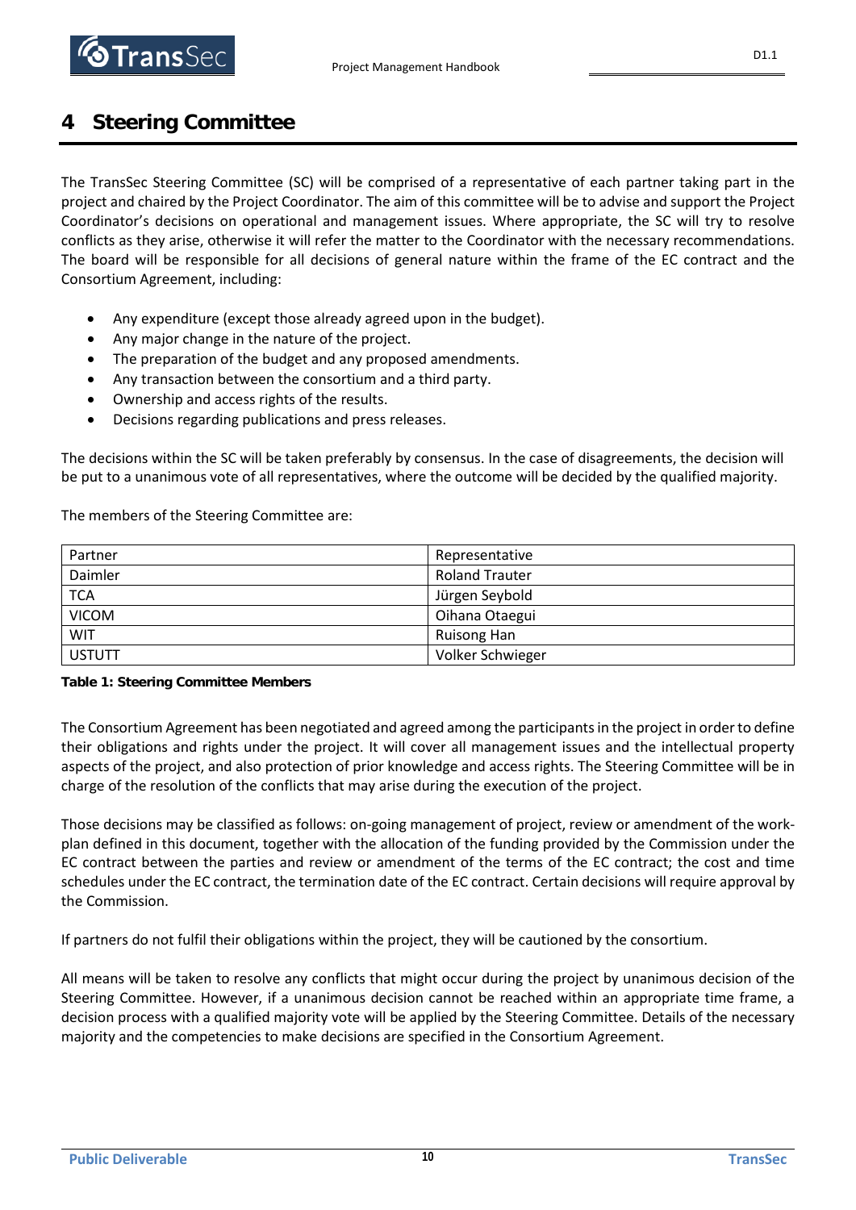# 4 Steering Committee

The TransSec Steering Committee (SC) will be comprised of a representative of each partner taking part in the project and chaired by the Project Coordinator. The aim of this committee will be to advise and support the Project Coordinator's decisions on operational and management issues. Where appropriate, the SC will try to resolve conflicts as they arise, otherwise it will refer the matter to the Coordinator with the necessary recommendations. The board will be responsible for all decisions of general nature within the frame of the EC contract and the Consortium Agreement, including:

- Any expenditure (except those already agreed upon in the budget).
- Any major change in the nature of the project.
- The preparation of the budget and any proposed amendments.
- Any transaction between the consortium and a third party.
- Ownership and access rights of the results.
- Decisions regarding publications and press releases.

The decisions within the SC will be taken preferably by consensus. In the case of disagreements, the decision will be put to a unanimous vote of all representatives, where the outcome will be decided by the qualified majority.

The members of the Steering Committee are:

| Partner | Representative |
|---|---|
| Daimler | Roland Trauter |
| TCA | Jürgen Seybold |
| VICOM | Oihana Otaegui |
| WIT | Ruisong Han |
| USTUTT | Volker Schwieger |

**Table 1: Steering Committee Members**

The Consortium Agreement has been negotiated and agreed among the participants in the project in order to define their obligations and rights under the project. It will cover all management issues and the intellectual property aspects of the project, and also protection of prior knowledge and access rights. The Steering Committee will be in charge of the resolution of the conflicts that may arise during the execution of the project.

Those decisions may be classified as follows: on-going management of project, review or amendment of the work-plan defined in this document, together with the allocation of the funding provided by the Commission under the EC contract between the parties and review or amendment of the terms of the EC contract; the cost and time schedules under the EC contract, the termination date of the EC contract. Certain decisions will require approval by the Commission.

If partners do not fulfil their obligations within the project, they will be cautioned by the consortium.

All means will be taken to resolve any conflicts that might occur during the project by unanimous decision of the Steering Committee. However, if a unanimous decision cannot be reached within an appropriate time frame, a decision process with a qualified majority vote will be applied by the Steering Committee. Details of the necessary majority and the competencies to make decisions are specified in the Consortium Agreement.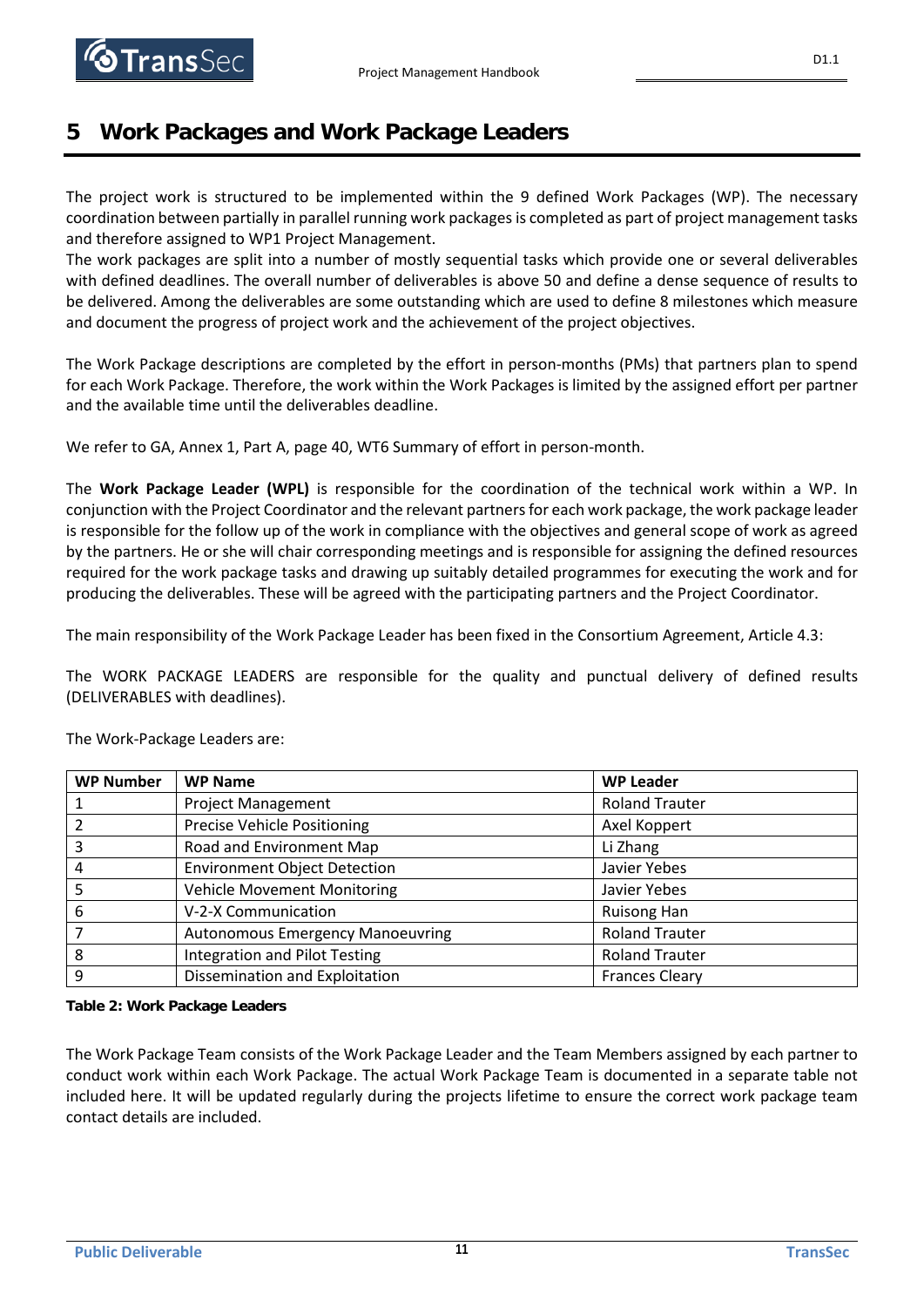# 5 Work Packages and Work Package Leaders

The project work is structured to be implemented within the 9 defined Work Packages (WP). The necessary coordination between partially in parallel running work packages is completed as part of project management tasks and therefore assigned to WP1 Project Management.

The work packages are split into a number of mostly sequential tasks which provide one or several deliverables with defined deadlines. The overall number of deliverables is above 50 and define a dense sequence of results to be delivered. Among the deliverables are some outstanding which are used to define 8 milestones which measure and document the progress of project work and the achievement of the project objectives.

The Work Package descriptions are completed by the effort in person-months (PMs) that partners plan to spend for each Work Package. Therefore, the work within the Work Packages is limited by the assigned effort per partner and the available time until the deliverables deadline.

We refer to GA, Annex 1, Part A, page 40, WT6 Summary of effort in person-month.

The **Work Package Leader (WPL)** is responsible for the coordination of the technical work within a WP. In conjunction with the Project Coordinator and the relevant partners for each work package, the work package leader is responsible for the follow up of the work in compliance with the objectives and general scope of work as agreed by the partners. He or she will chair corresponding meetings and is responsible for assigning the defined resources required for the work package tasks and drawing up suitably detailed programmes for executing the work and for producing the deliverables. These will be agreed with the participating partners and the Project Coordinator.

The main responsibility of the Work Package Leader has been fixed in the Consortium Agreement, Article 4.3:

The WORK PACKAGE LEADERS are responsible for the quality and punctual delivery of defined results (DELIVERABLES with deadlines).

The Work-Package Leaders are:

| WP Number | WP Name | WP Leader |
|---|---|---|
| 1 | Project Management | Roland Trauter |
| 2 | Precise Vehicle Positioning | Axel Koppert |
| 3 | Road and Environment Map | Li Zhang |
| 4 | Environment Object Detection | Javier Yebes |
| 5 | Vehicle Movement Monitoring | Javier Yebes |
| 6 | V-2-X Communication | Ruisong Han |
| 7 | Autonomous Emergency Manoeuvring | Roland Trauter |
| 8 | Integration and Pilot Testing | Roland Trauter |
| 9 | Dissemination and Exploitation | Frances Cleary |

**Table 2: Work Package Leaders**

The Work Package Team consists of the Work Package Leader and the Team Members assigned by each partner to conduct work within each Work Package. The actual Work Package Team is documented in a separate table not included here. It will be updated regularly during the projects lifetime to ensure the correct work package team contact details are included.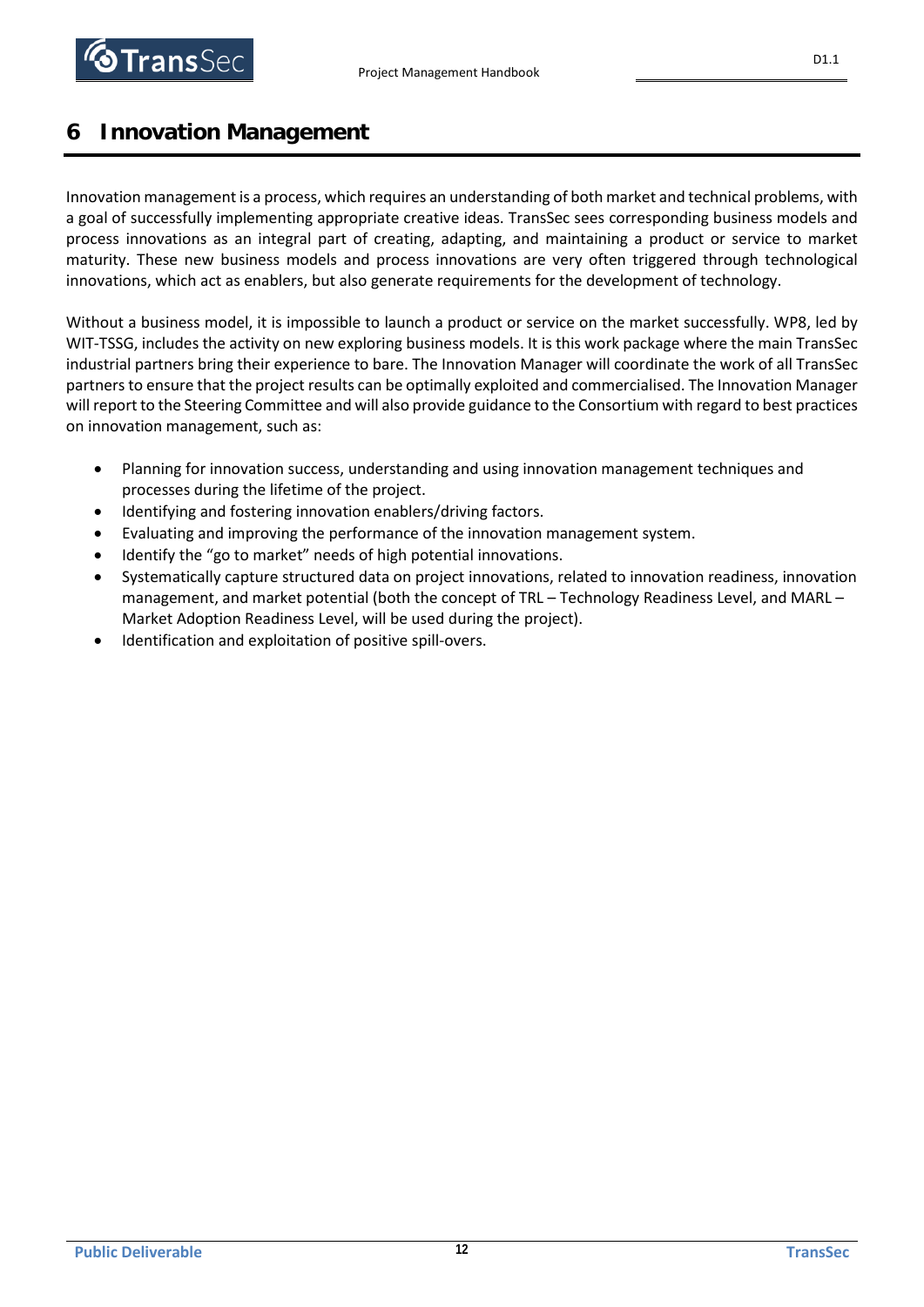# 6 Innovation Management

Innovation management is a process, which requires an understanding of both market and technical problems, with a goal of successfully implementing appropriate creative ideas. TransSec sees corresponding business models and process innovations as an integral part of creating, adapting, and maintaining a product or service to market maturity. These new business models and process innovations are very often triggered through technological innovations, which act as enablers, but also generate requirements for the development of technology.

Without a business model, it is impossible to launch a product or service on the market successfully. WP8, led by WIT-TSSG, includes the activity on new exploring business models. It is this work package where the main TransSec industrial partners bring their experience to bare. The Innovation Manager will coordinate the work of all TransSec partners to ensure that the project results can be optimally exploited and commercialised. The Innovation Manager will report to the Steering Committee and will also provide guidance to the Consortium with regard to best practices on innovation management, such as:

- Planning for innovation success, understanding and using innovation management techniques and processes during the lifetime of the project.
- Identifying and fostering innovation enablers/driving factors.
- Evaluating and improving the performance of the innovation management system.
- Identify the "go to market" needs of high potential innovations.
- Systematically capture structured data on project innovations, related to innovation readiness, innovation management, and market potential (both the concept of TRL – Technology Readiness Level, and MARL – Market Adoption Readiness Level, will be used during the project).
- Identification and exploitation of positive spill-overs.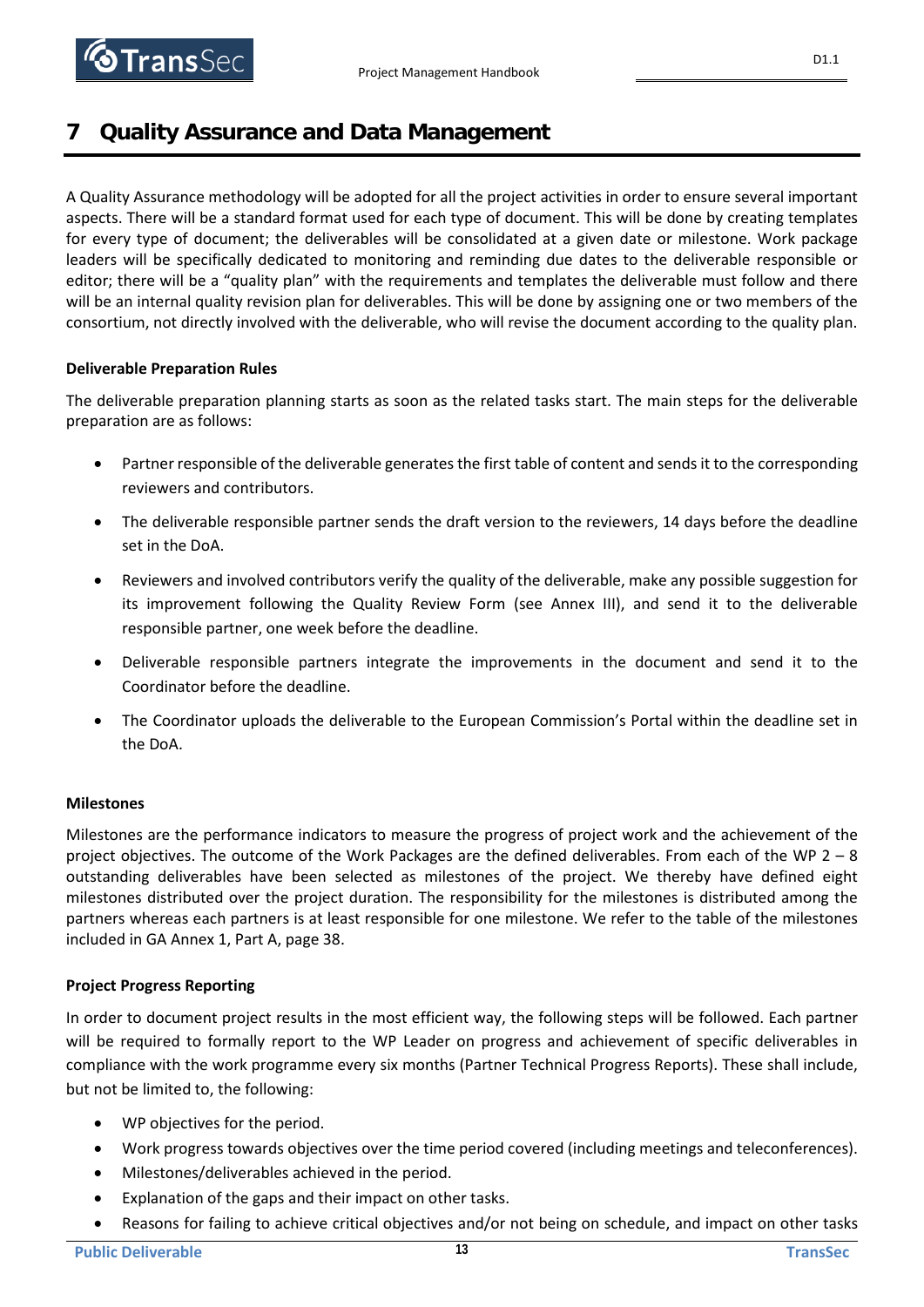# 7 Quality Assurance and Data Management

A Quality Assurance methodology will be adopted for all the project activities in order to ensure several important aspects. There will be a standard format used for each type of document. This will be done by creating templates for every type of document; the deliverables will be consolidated at a given date or milestone. Work package leaders will be specifically dedicated to monitoring and reminding due dates to the deliverable responsible or editor; there will be a "quality plan" with the requirements and templates the deliverable must follow and there will be an internal quality revision plan for deliverables. This will be done by assigning one or two members of the consortium, not directly involved with the deliverable, who will revise the document according to the quality plan.

**Deliverable Preparation Rules**

The deliverable preparation planning starts as soon as the related tasks start. The main steps for the deliverable preparation are as follows:

- Partner responsible of the deliverable generates the first table of content and sends it to the corresponding reviewers and contributors.
- The deliverable responsible partner sends the draft version to the reviewers, 14 days before the deadline set in the DoA.
- Reviewers and involved contributors verify the quality of the deliverable, make any possible suggestion for its improvement following the Quality Review Form (see Annex III), and send it to the deliverable responsible partner, one week before the deadline.
- Deliverable responsible partners integrate the improvements in the document and send it to the Coordinator before the deadline.
- The Coordinator uploads the deliverable to the European Commission's Portal within the deadline set in the DoA.

**Milestones**

Milestones are the performance indicators to measure the progress of project work and the achievement of the project objectives. The outcome of the Work Packages are the defined deliverables. From each of the WP 2 – 8 outstanding deliverables have been selected as milestones of the project. We thereby have defined eight milestones distributed over the project duration. The responsibility for the milestones is distributed among the partners whereas each partners is at least responsible for one milestone. We refer to the table of the milestones included in GA Annex 1, Part A, page 38.

**Project Progress Reporting**

In order to document project results in the most efficient way, the following steps will be followed. Each partner will be required to formally report to the WP Leader on progress and achievement of specific deliverables in compliance with the work programme every six months (Partner Technical Progress Reports). These shall include, but not be limited to, the following:

- WP objectives for the period.
- Work progress towards objectives over the time period covered (including meetings and teleconferences).
- Milestones/deliverables achieved in the period.
- Explanation of the gaps and their impact on other tasks.
- Reasons for failing to achieve critical objectives and/or not being on schedule, and impact on other tasks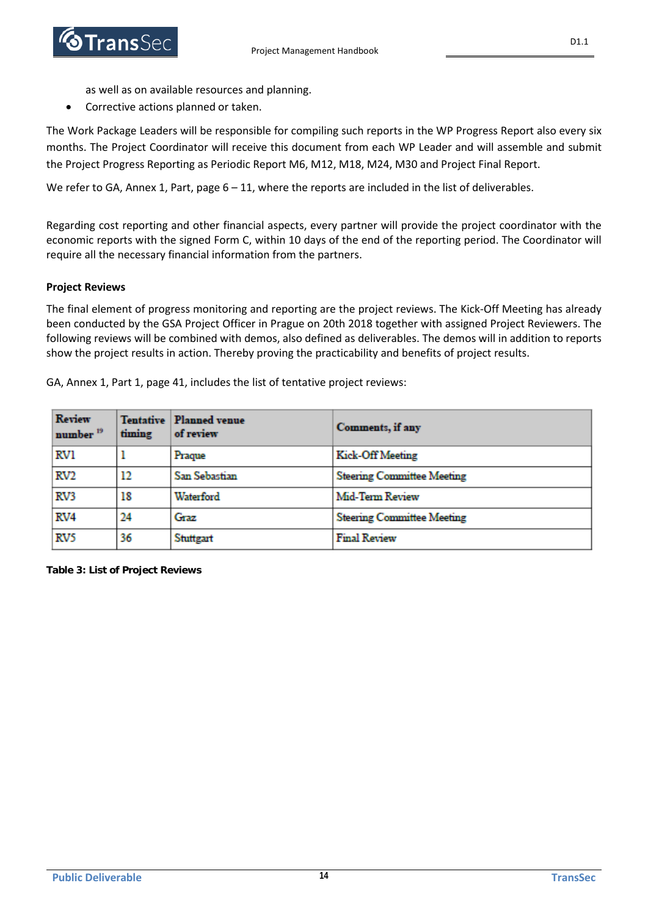as well as on available resources and planning.

- Corrective actions planned or taken.

The Work Package Leaders will be responsible for compiling such reports in the WP Progress Report also every six months. The Project Coordinator will receive this document from each WP Leader and will assemble and submit the Project Progress Reporting as Periodic Report M6, M12, M18, M24, M30 and Project Final Report.

We refer to GA, Annex 1, Part, page 6 – 11, where the reports are included in the list of deliverables.

Regarding cost reporting and other financial aspects, every partner will provide the project coordinator with the economic reports with the signed Form C, within 10 days of the end of the reporting period. The Coordinator will require all the necessary financial information from the partners.

**Project Reviews**

The final element of progress monitoring and reporting are the project reviews. The Kick-Off Meeting has already been conducted by the GSA Project Officer in Prague on 20th 2018 together with assigned Project Reviewers. The following reviews will be combined with demos, also defined as deliverables. The demos will in addition to reports show the project results in action. Thereby proving the practicability and benefits of project results.

GA, Annex 1, Part 1, page 41, includes the list of tentative project reviews:

| Review number [19] | Tentative timing | Planned venue of review | Comments, if any |
|---|---|---|---|
| RV1 | 1 | Praque | Kick-Off Meeting |
| RV2 | 12 | San Sebastian | Steering Committee Meeting |
| RV3 | 18 | Waterford | Mid-Term Review |
| RV4 | 24 | Graz | Steering Committee Meeting |
| RV5 | 36 | Stuttgart | Final Review |

**Table 3: List of Project Reviews**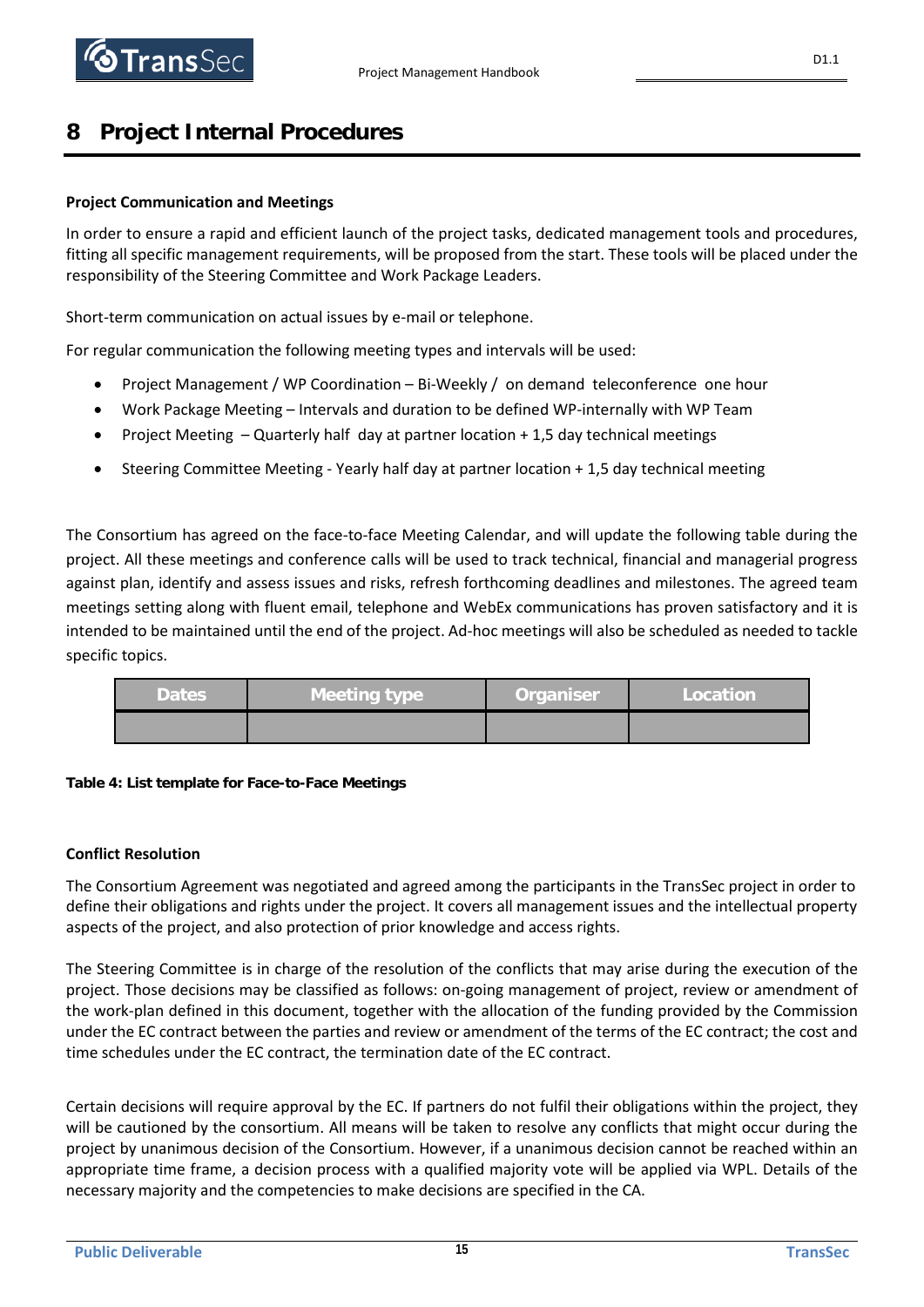# 8 Project Internal Procedures

**Project Communication and Meetings**

In order to ensure a rapid and efficient launch of the project tasks, dedicated management tools and procedures, fitting all specific management requirements, will be proposed from the start. These tools will be placed under the responsibility of the Steering Committee and Work Package Leaders.

Short-term communication on actual issues by e-mail or telephone.

For regular communication the following meeting types and intervals will be used:

- Project Management / WP Coordination – Bi-Weekly / on demand teleconference one hour
- Work Package Meeting – Intervals and duration to be defined WP-internally with WP Team
- Project Meeting – Quarterly half day at partner location + 1,5 day technical meetings
- Steering Committee Meeting - Yearly half day at partner location + 1,5 day technical meeting

The Consortium has agreed on the face-to-face Meeting Calendar, and will update the following table during the project. All these meetings and conference calls will be used to track technical, financial and managerial progress against plan, identify and assess issues and risks, refresh forthcoming deadlines and milestones. The agreed team meetings setting along with fluent email, telephone and WebEx communications has proven satisfactory and it is intended to be maintained until the end of the project. Ad-hoc meetings will also be scheduled as needed to tackle specific topics.

| Dates | Meeting type | Organiser | Location |
|---|---|---|---|
| | | | |

**Table 4: List template for Face-to-Face Meetings**

**Conflict Resolution**

The Consortium Agreement was negotiated and agreed among the participants in the TransSec project in order to define their obligations and rights under the project. It covers all management issues and the intellectual property aspects of the project, and also protection of prior knowledge and access rights.

The Steering Committee is in charge of the resolution of the conflicts that may arise during the execution of the project. Those decisions may be classified as follows: on-going management of project, review or amendment of the work-plan defined in this document, together with the allocation of the funding provided by the Commission under the EC contract between the parties and review or amendment of the terms of the EC contract; the cost and time schedules under the EC contract, the termination date of the EC contract.

Certain decisions will require approval by the EC. If partners do not fulfil their obligations within the project, they will be cautioned by the consortium. All means will be taken to resolve any conflicts that might occur during the project by unanimous decision of the Consortium. However, if a unanimous decision cannot be reached within an appropriate time frame, a decision process with a qualified majority vote will be applied via WPL. Details of the necessary majority and the competencies to make decisions are specified in the CA.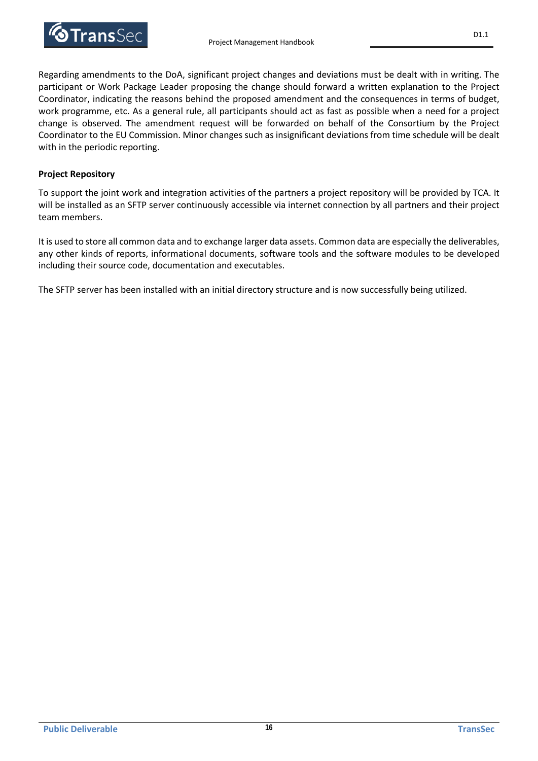Regarding amendments to the DoA, significant project changes and deviations must be dealt with in writing. The participant or Work Package Leader proposing the change should forward a written explanation to the Project Coordinator, indicating the reasons behind the proposed amendment and the consequences in terms of budget, work programme, etc. As a general rule, all participants should act as fast as possible when a need for a project change is observed. The amendment request will be forwarded on behalf of the Consortium by the Project Coordinator to the EU Commission. Minor changes such as insignificant deviations from time schedule will be dealt with in the periodic reporting.

**Project Repository**

To support the joint work and integration activities of the partners a project repository will be provided by TCA. It will be installed as an SFTP server continuously accessible via internet connection by all partners and their project team members.

It is used to store all common data and to exchange larger data assets. Common data are especially the deliverables, any other kinds of reports, informational documents, software tools and the software modules to be developed including their source code, documentation and executables.

The SFTP server has been installed with an initial directory structure and is now successfully being utilized.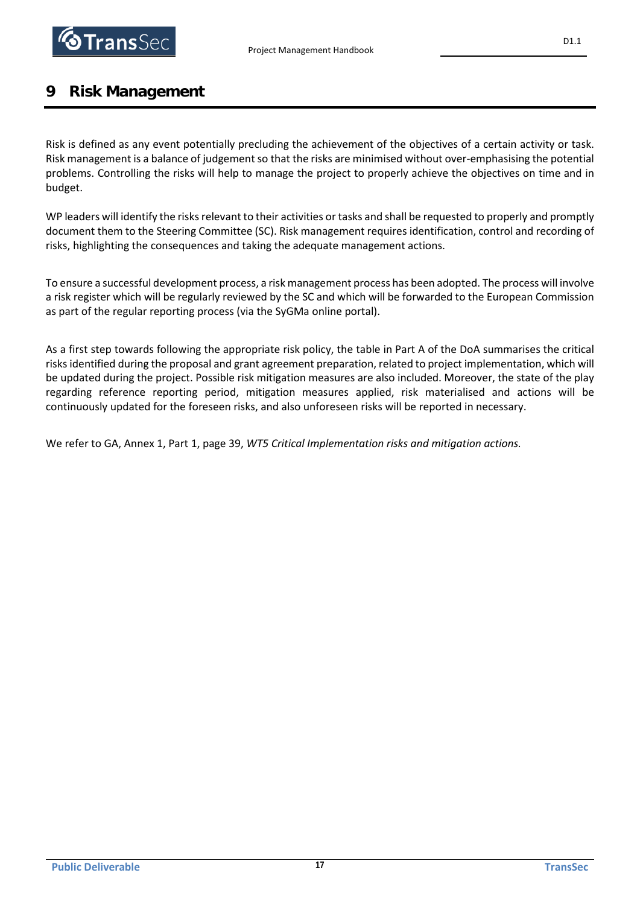# 9 Risk Management

Risk is defined as any event potentially precluding the achievement of the objectives of a certain activity or task. Risk management is a balance of judgement so that the risks are minimised without over-emphasising the potential problems. Controlling the risks will help to manage the project to properly achieve the objectives on time and in budget.

WP leaders will identify the risks relevant to their activities or tasks and shall be requested to properly and promptly document them to the Steering Committee (SC). Risk management requires identification, control and recording of risks, highlighting the consequences and taking the adequate management actions.

To ensure a successful development process, a risk management process has been adopted. The process will involve a risk register which will be regularly reviewed by the SC and which will be forwarded to the European Commission as part of the regular reporting process (via the SyGMa online portal).

As a first step towards following the appropriate risk policy, the table in Part A of the DoA summarises the critical risks identified during the proposal and grant agreement preparation, related to project implementation, which will be updated during the project. Possible risk mitigation measures are also included. Moreover, the state of the play regarding reference reporting period, mitigation measures applied, risk materialised and actions will be continuously updated for the foreseen risks, and also unforeseen risks will be reported in necessary.

We refer to GA, Annex 1, Part 1, page 39, *WT5 Critical Implementation risks and mitigation actions.*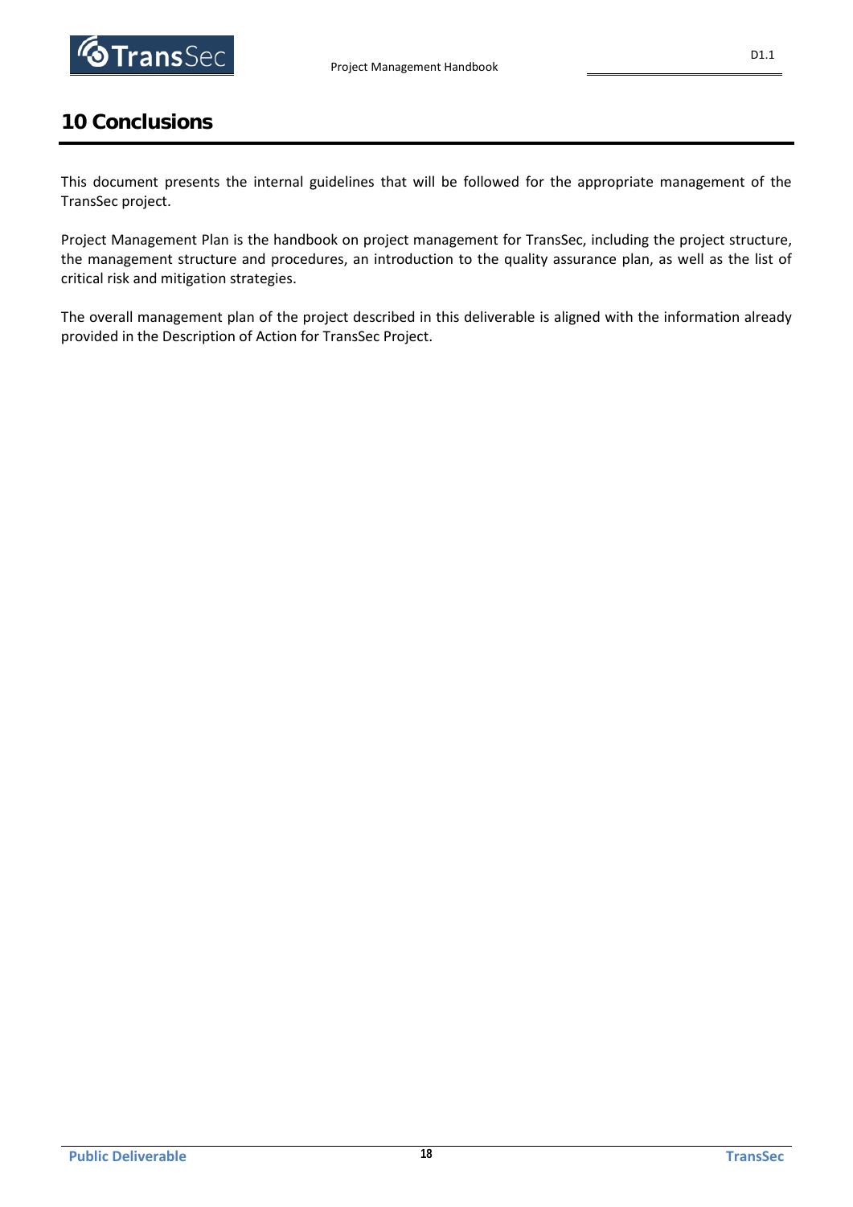# 10 Conclusions

This document presents the internal guidelines that will be followed for the appropriate management of the TransSec project.

Project Management Plan is the handbook on project management for TransSec, including the project structure, the management structure and procedures, an introduction to the quality assurance plan, as well as the list of critical risk and mitigation strategies.

The overall management plan of the project described in this deliverable is aligned with the information already provided in the Description of Action for TransSec Project.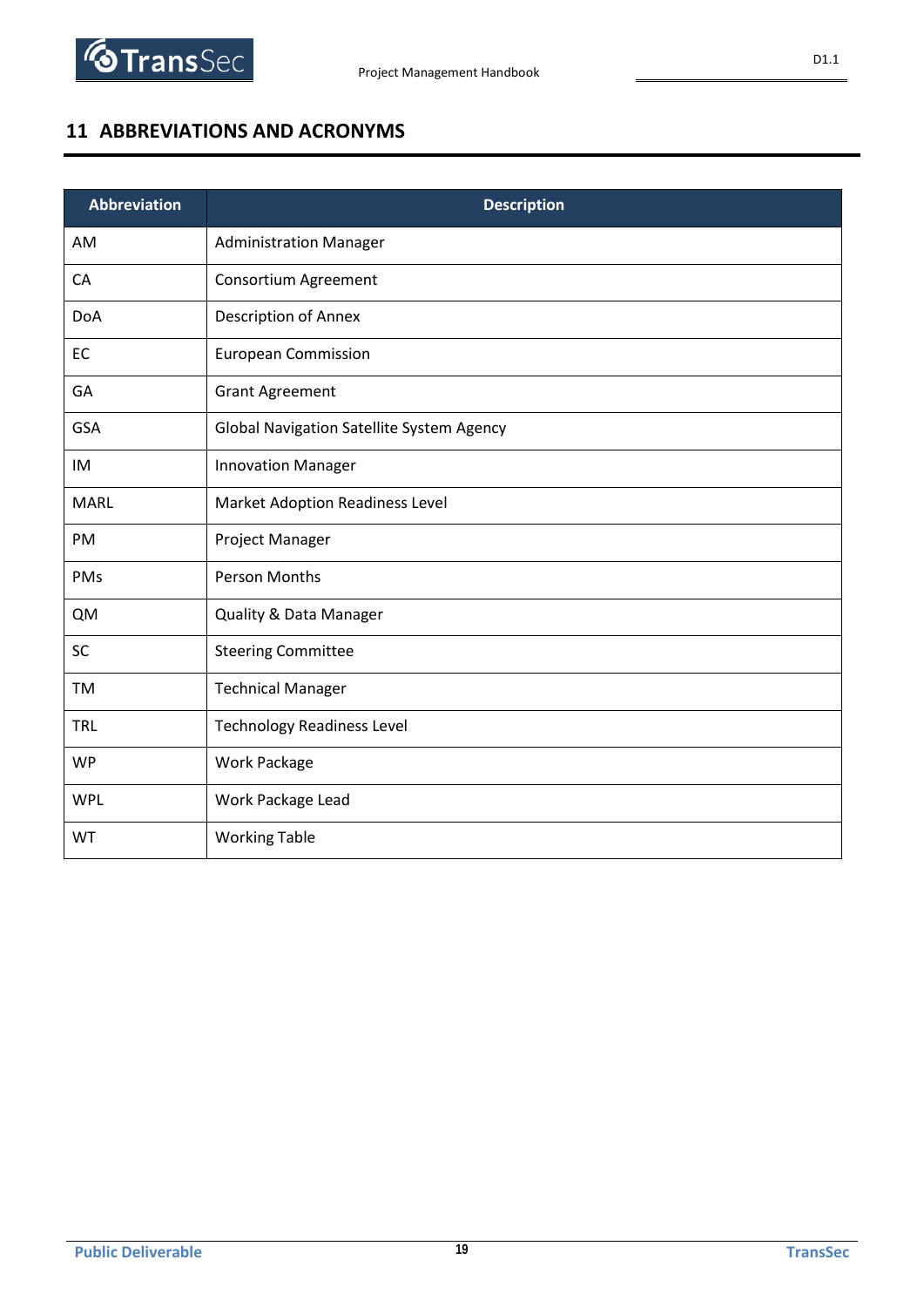# 11 ABBREVIATIONS AND ACRONYMS

| Abbreviation | Description |
|---|---|
| AM | Administration Manager |
| CA | Consortium Agreement |
| DoA | Description of Annex |
| EC | European Commission |
| GA | Grant Agreement |
| GSA | Global Navigation Satellite System Agency |
| IM | Innovation Manager |
| MARL | Market Adoption Readiness Level |
| PM | Project Manager |
| PMs | Person Months |
| QM | Quality & Data Manager |
| SC | Steering Committee |
| TM | Technical Manager |
| TRL | Technology Readiness Level |
| WP | Work Package |
| WPL | Work Package Lead |
| WT | Working Table |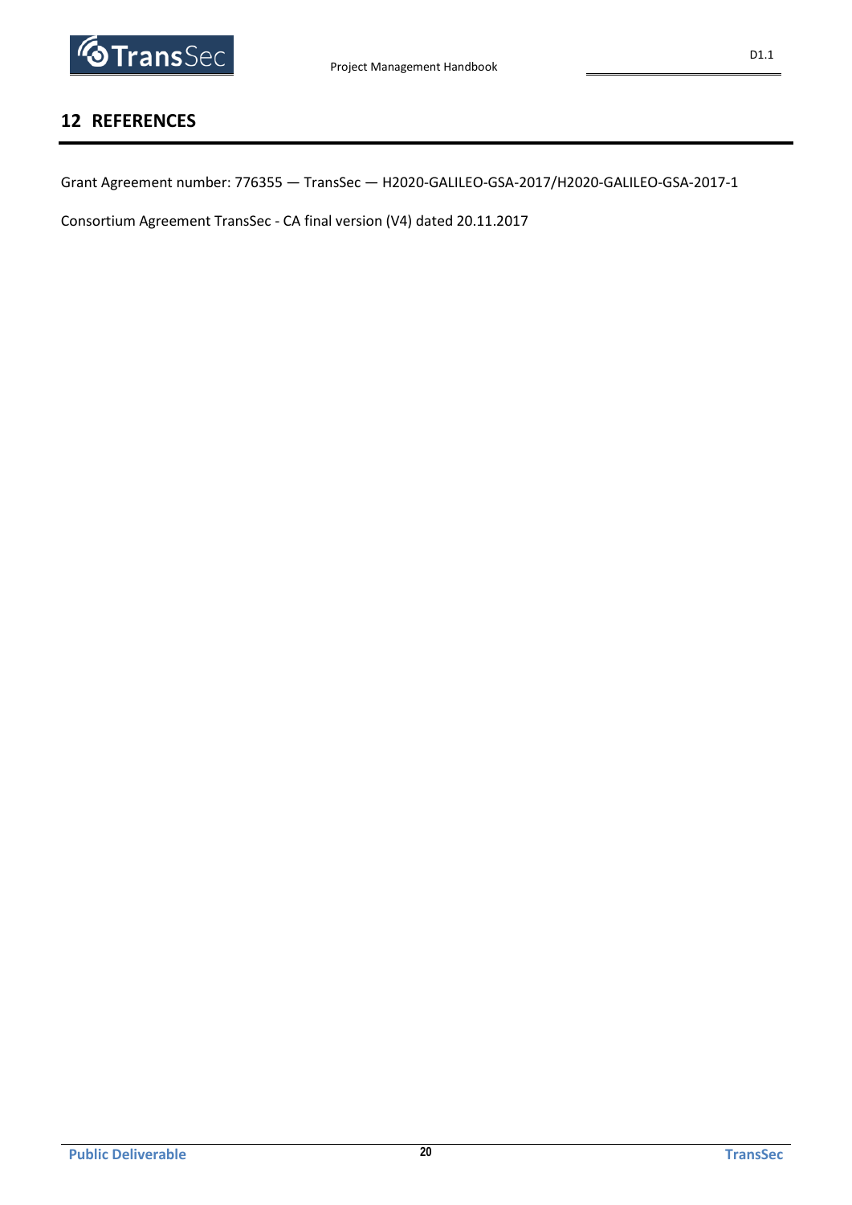# 12 REFERENCES

Grant Agreement number: 776355 — TransSec — H2020-GALILEO-GSA-2017/H2020-GALILEO-GSA-2017-1

Consortium Agreement TransSec - CA final version (V4) dated 20.11.2017